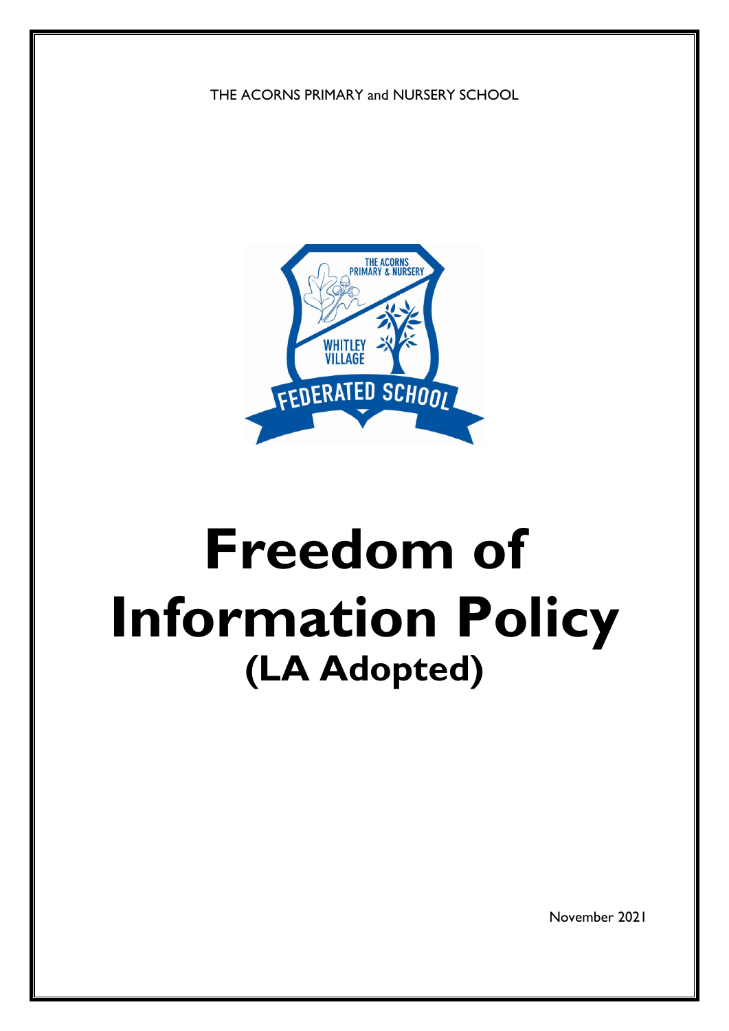THE ACORNS PRIMARY and NURSERY SCHOOL

# Freedom of Information Policy

## (LA Adopted)

November 2021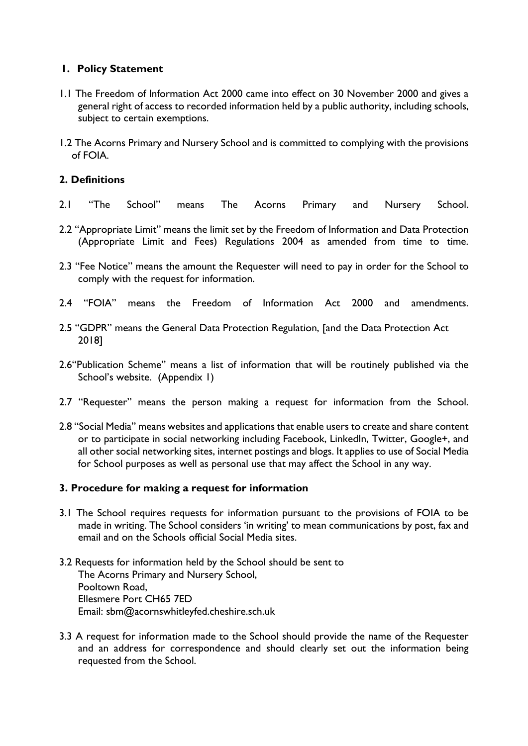## 1. Policy Statement

1.1 The Freedom of Information Act 2000 came into effect on 30 November 2000 and gives a general right of access to recorded information held by a public authority, including schools, subject to certain exemptions.

1.2 The Acorns Primary and Nursery School and is committed to complying with the provisions of FOIA.

## 2. Definitions

2.1 "The School" means The Acorns Primary and Nursery School.

2.2 "Appropriate Limit" means the limit set by the Freedom of Information and Data Protection (Appropriate Limit and Fees) Regulations 2004 as amended from time to time.

2.3 "Fee Notice" means the amount the Requester will need to pay in order for the School to comply with the request for information.

2.4 "FOIA" means the Freedom of Information Act 2000 and amendments.

2.5 "GDPR" means the General Data Protection Regulation, [and the Data Protection Act 2018]

2.6"Publication Scheme" means a list of information that will be routinely published via the School's website. (Appendix 1)

2.7 "Requester" means the person making a request for information from the School.

2.8 "Social Media" means websites and applications that enable users to create and share content or to participate in social networking including Facebook, LinkedIn, Twitter, Google+, and all other social networking sites, internet postings and blogs. It applies to use of Social Media for School purposes as well as personal use that may affect the School in any way.

## 3. Procedure for making a request for information

3.1 The School requires requests for information pursuant to the provisions of FOIA to be made in writing. The School considers 'in writing' to mean communications by post, fax and email and on the Schools official Social Media sites.

3.2 Requests for information held by the School should be sent to
The Acorns Primary and Nursery School,
Pooltown Road,
Ellesmere Port CH65 7ED
Email: sbm@acornswhitleyfed.cheshire.sch.uk

3.3 A request for information made to the School should provide the name of the Requester and an address for correspondence and should clearly set out the information being requested from the School.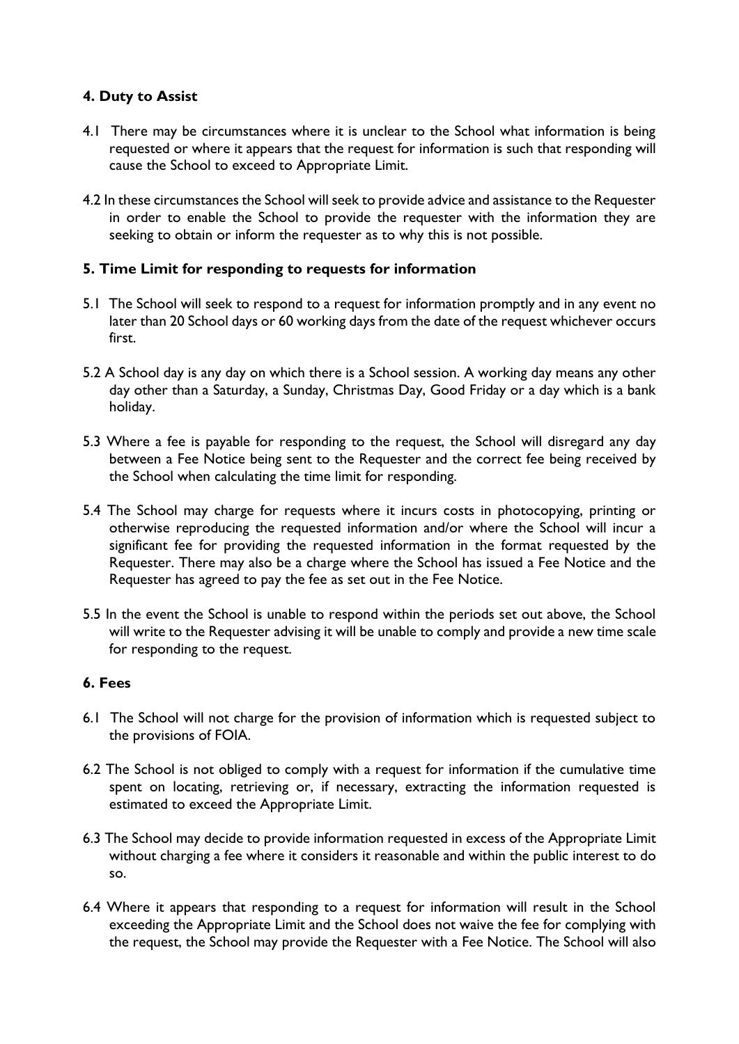**4. Duty to Assist**

4.1 There may be circumstances where it is unclear to the School what information is being requested or where it appears that the request for information is such that responding will cause the School to exceed to Appropriate Limit.

4.2 In these circumstances the School will seek to provide advice and assistance to the Requester in order to enable the School to provide the requester with the information they are seeking to obtain or inform the requester as to why this is not possible.

**5. Time Limit for responding to requests for information**

5.1 The School will seek to respond to a request for information promptly and in any event no later than 20 School days or 60 working days from the date of the request whichever occurs first.

5.2 A School day is any day on which there is a School session. A working day means any other day other than a Saturday, a Sunday, Christmas Day, Good Friday or a day which is a bank holiday.

5.3 Where a fee is payable for responding to the request, the School will disregard any day between a Fee Notice being sent to the Requester and the correct fee being received by the School when calculating the time limit for responding.

5.4 The School may charge for requests where it incurs costs in photocopying, printing or otherwise reproducing the requested information and/or where the School will incur a significant fee for providing the requested information in the format requested by the Requester. There may also be a charge where the School has issued a Fee Notice and the Requester has agreed to pay the fee as set out in the Fee Notice.

5.5 In the event the School is unable to respond within the periods set out above, the School will write to the Requester advising it will be unable to comply and provide a new time scale for responding to the request.

**6. Fees**

6.1 The School will not charge for the provision of information which is requested subject to the provisions of FOIA.

6.2 The School is not obliged to comply with a request for information if the cumulative time spent on locating, retrieving or, if necessary, extracting the information requested is estimated to exceed the Appropriate Limit.

6.3 The School may decide to provide information requested in excess of the Appropriate Limit without charging a fee where it considers it reasonable and within the public interest to do so.

6.4 Where it appears that responding to a request for information will result in the School exceeding the Appropriate Limit and the School does not waive the fee for complying with the request, the School may provide the Requester with a Fee Notice. The School will also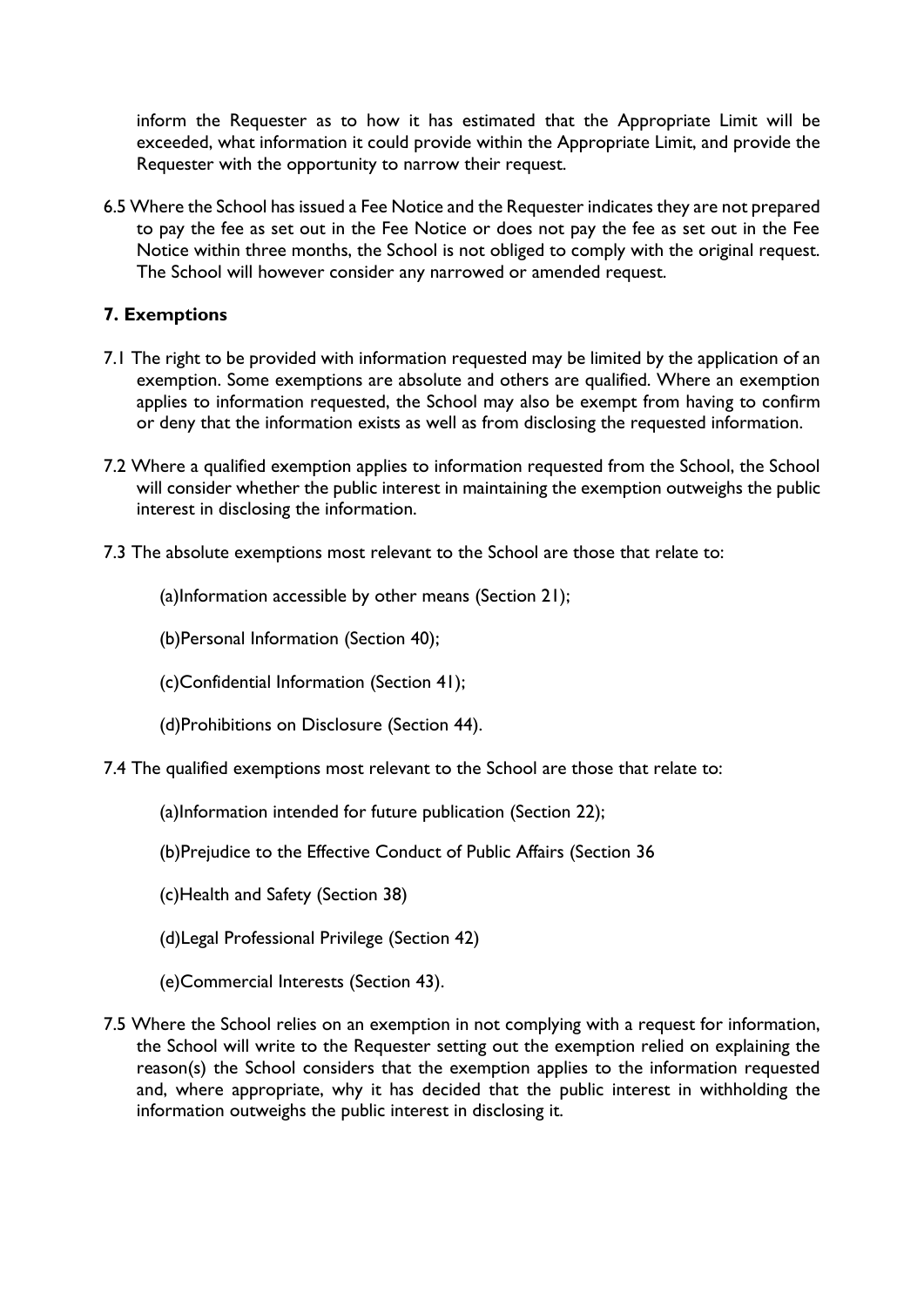inform the Requester as to how it has estimated that the Appropriate Limit will be exceeded, what information it could provide within the Appropriate Limit, and provide the Requester with the opportunity to narrow their request.

6.5 Where the School has issued a Fee Notice and the Requester indicates they are not prepared to pay the fee as set out in the Fee Notice or does not pay the fee as set out in the Fee Notice within three months, the School is not obliged to comply with the original request. The School will however consider any narrowed or amended request.

### 7. Exemptions

7.1 The right to be provided with information requested may be limited by the application of an exemption. Some exemptions are absolute and others are qualified. Where an exemption applies to information requested, the School may also be exempt from having to confirm or deny that the information exists as well as from disclosing the requested information.

7.2 Where a qualified exemption applies to information requested from the School, the School will consider whether the public interest in maintaining the exemption outweighs the public interest in disclosing the information.

7.3 The absolute exemptions most relevant to the School are those that relate to:

(a)Information accessible by other means (Section 21);

(b)Personal Information (Section 40);

(c)Confidential Information (Section 41);

(d)Prohibitions on Disclosure (Section 44).

7.4 The qualified exemptions most relevant to the School are those that relate to:

(a)Information intended for future publication (Section 22);

(b)Prejudice to the Effective Conduct of Public Affairs (Section 36

(c)Health and Safety (Section 38)

(d)Legal Professional Privilege (Section 42)

(e)Commercial Interests (Section 43).

7.5 Where the School relies on an exemption in not complying with a request for information, the School will write to the Requester setting out the exemption relied on explaining the reason(s) the School considers that the exemption applies to the information requested and, where appropriate, why it has decided that the public interest in withholding the information outweighs the public interest in disclosing it.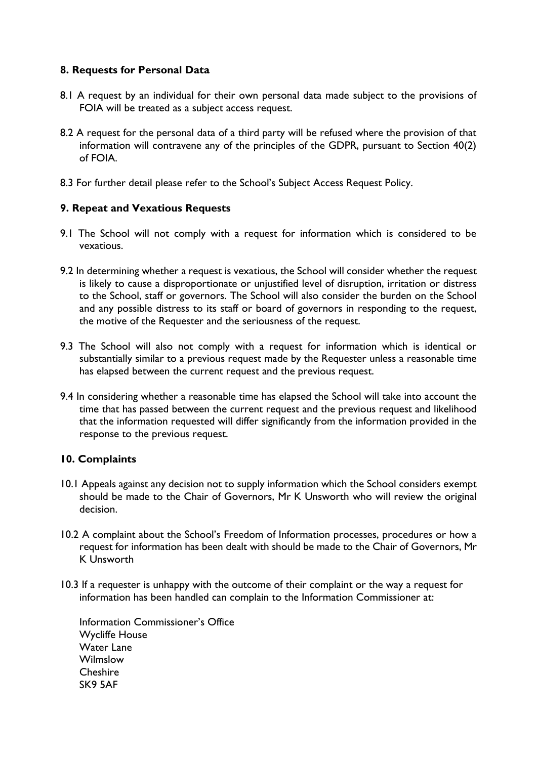## 8. Requests for Personal Data

8.1 A request by an individual for their own personal data made subject to the provisions of FOIA will be treated as a subject access request.

8.2 A request for the personal data of a third party will be refused where the provision of that information will contravene any of the principles of the GDPR, pursuant to Section 40(2) of FOIA.

8.3 For further detail please refer to the School's Subject Access Request Policy.

## 9. Repeat and Vexatious Requests

9.1 The School will not comply with a request for information which is considered to be vexatious.

9.2 In determining whether a request is vexatious, the School will consider whether the request is likely to cause a disproportionate or unjustified level of disruption, irritation or distress to the School, staff or governors. The School will also consider the burden on the School and any possible distress to its staff or board of governors in responding to the request, the motive of the Requester and the seriousness of the request.

9.3 The School will also not comply with a request for information which is identical or substantially similar to a previous request made by the Requester unless a reasonable time has elapsed between the current request and the previous request.

9.4 In considering whether a reasonable time has elapsed the School will take into account the time that has passed between the current request and the previous request and likelihood that the information requested will differ significantly from the information provided in the response to the previous request.

## 10. Complaints

10.1 Appeals against any decision not to supply information which the School considers exempt should be made to the Chair of Governors, Mr K Unsworth who will review the original decision.

10.2 A complaint about the School's Freedom of Information processes, procedures or how a request for information has been dealt with should be made to the Chair of Governors, Mr K Unsworth

10.3 If a requester is unhappy with the outcome of their complaint or the way a request for information has been handled can complain to the Information Commissioner at:

Information Commissioner's Office
Wycliffe House
Water Lane
Wilmslow
Cheshire
SK9 5AF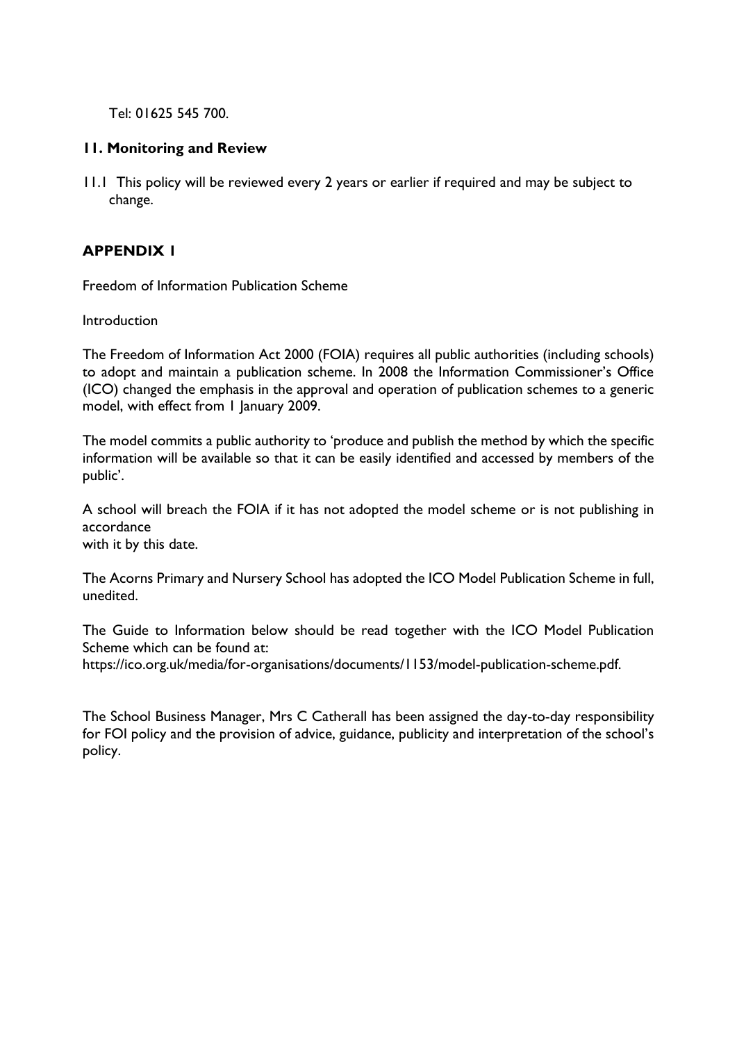Tel: 01625 545 700.

## 11. Monitoring and Review

11.1 This policy will be reviewed every 2 years or earlier if required and may be subject to change.

## APPENDIX 1

Freedom of Information Publication Scheme

Introduction

The Freedom of Information Act 2000 (FOIA) requires all public authorities (including schools) to adopt and maintain a publication scheme. In 2008 the Information Commissioner's Office (ICO) changed the emphasis in the approval and operation of publication schemes to a generic model, with effect from 1 January 2009.

The model commits a public authority to 'produce and publish the method by which the specific information will be available so that it can be easily identified and accessed by members of the public'.

A school will breach the FOIA if it has not adopted the model scheme or is not publishing in accordance
with it by this date.

The Acorns Primary and Nursery School has adopted the ICO Model Publication Scheme in full, unedited.

The Guide to Information below should be read together with the ICO Model Publication Scheme which can be found at:
https://ico.org.uk/media/for-organisations/documents/1153/model-publication-scheme.pdf.

The School Business Manager, Mrs C Catherall has been assigned the day-to-day responsibility for FOI policy and the provision of advice, guidance, publicity and interpretation of the school's policy.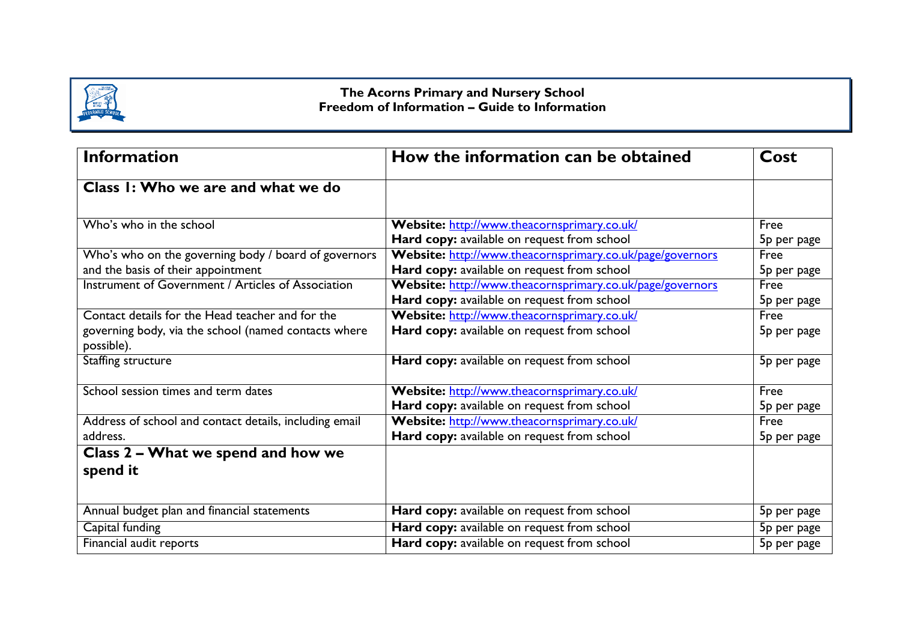**The Acorns Primary and Nursery School**
**Freedom of Information – Guide to Information**

| Information | How the information can be obtained | Cost |
|---|---|---|
| **Class 1: Who we are and what we do** | | |
| Who's who in the school | **Website:** http://www.theacornsprimary.co.uk/<br>**Hard copy:** available on request from school | Free<br>5p per page |
| Who's who on the governing body / board of governors and the basis of their appointment | **Website:** http://www.theacornsprimary.co.uk/page/governors<br>**Hard copy:** available on request from school | Free<br>5p per page |
| Instrument of Government / Articles of Association | **Website:** http://www.theacornsprimary.co.uk/page/governors<br>**Hard copy:** available on request from school | Free<br>5p per page |
| Contact details for the Head teacher and for the governing body, via the school (named contacts where possible). | **Website:** http://www.theacornsprimary.co.uk/<br>**Hard copy:** available on request from school | Free<br>5p per page |
| Staffing structure | **Hard copy:** available on request from school | 5p per page |
| School session times and term dates | **Website:** http://www.theacornsprimary.co.uk/<br>**Hard copy:** available on request from school | Free<br>5p per page |
| Address of school and contact details, including email address. | **Website:** http://www.theacornsprimary.co.uk/<br>**Hard copy:** available on request from school | Free<br>5p per page |
| **Class 2 – What we spend and how we spend it** | | |
| Annual budget plan and financial statements | **Hard copy:** available on request from school | 5p per page |
| Capital funding | **Hard copy:** available on request from school | 5p per page |
| Financial audit reports | **Hard copy:** available on request from school | 5p per page |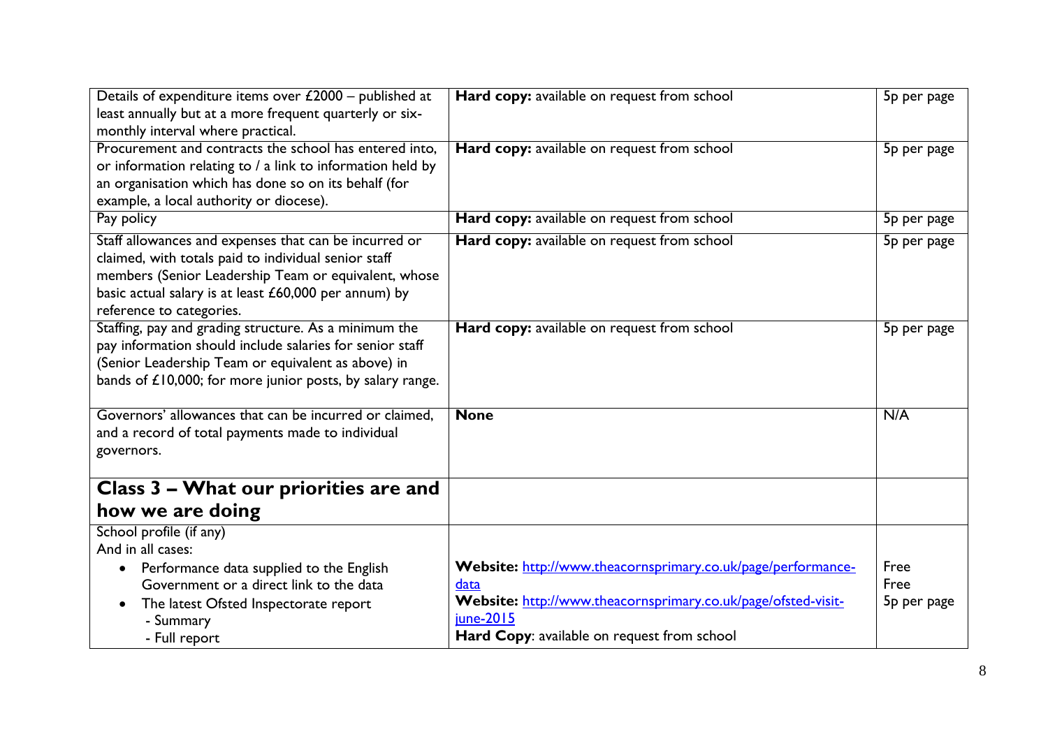| | | |
|---|---|---|
| Details of expenditure items over £2000 – published at least annually but at a more frequent quarterly or six-monthly interval where practical. | **Hard copy:** available on request from school | 5p per page |
| Procurement and contracts the school has entered into, or information relating to / a link to information held by an organisation which has done so on its behalf (for example, a local authority or diocese). | **Hard copy:** available on request from school | 5p per page |
| Pay policy | **Hard copy:** available on request from school | 5p per page |
| Staff allowances and expenses that can be incurred or claimed, with totals paid to individual senior staff members (Senior Leadership Team or equivalent, whose basic actual salary is at least £60,000 per annum) by reference to categories. | **Hard copy:** available on request from school | 5p per page |
| Staffing, pay and grading structure. As a minimum the pay information should include salaries for senior staff (Senior Leadership Team or equivalent as above) in bands of £10,000; for more junior posts, by salary range. | **Hard copy:** available on request from school | 5p per page |
| Governors' allowances that can be incurred or claimed, and a record of total payments made to individual governors. | **None** | N/A |
| **Class 3 – What our priorities are and how we are doing** | | |
| School profile (if any)<br>And in all cases:<br>• Performance data supplied to the English Government or a direct link to the data<br>• The latest Ofsted Inspectorate report<br>- Summary<br>- Full report | **Website:** [http://www.theacornsprimary.co.uk/page/performance-data](http://www.theacornsprimary.co.uk/page/performance-data)<br>**Website:** [http://www.theacornsprimary.co.uk/page/ofsted-visit-june-2015](http://www.theacornsprimary.co.uk/page/ofsted-visit-june-2015)<br>**Hard Copy**: available on request from school | Free<br>Free<br>5p per page |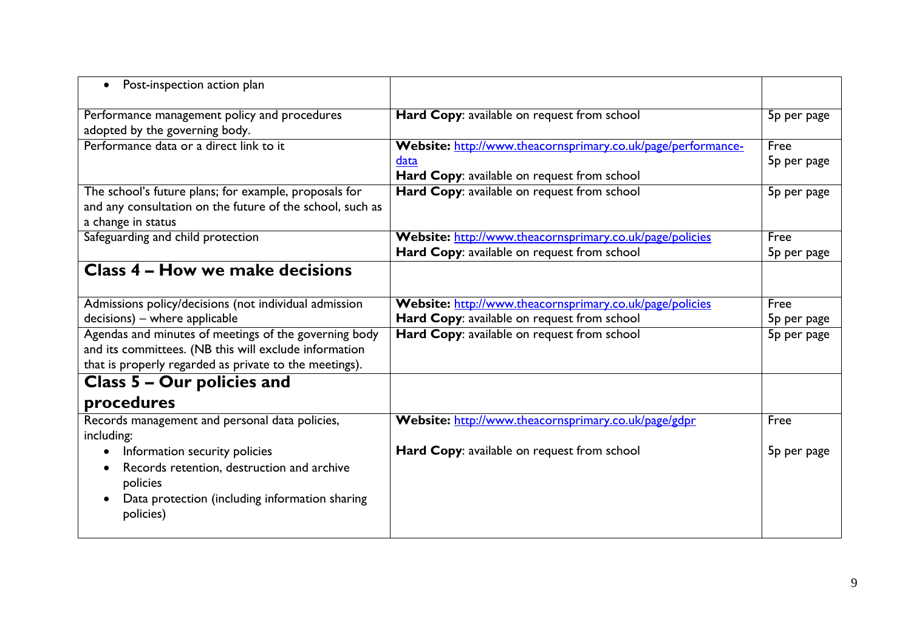| | | |
|---|---|---|
| • Post-inspection action plan | | |
| Performance management policy and procedures adopted by the governing body. | **Hard Copy**: available on request from school | 5p per page |
| Performance data or a direct link to it | **Website:** http://www.theacornsprimary.co.uk/page/performance-data<br>**Hard Copy**: available on request from school | Free<br>5p per page |
| The school's future plans; for example, proposals for and any consultation on the future of the school, such as a change in status | **Hard Copy**: available on request from school | 5p per page |
| Safeguarding and child protection | **Website:** http://www.theacornsprimary.co.uk/page/policies<br>**Hard Copy**: available on request from school | Free<br>5p per page |
| **Class 4 – How we make decisions** | | |
| Admissions policy/decisions (not individual admission decisions) – where applicable | **Website:** http://www.theacornsprimary.co.uk/page/policies<br>**Hard Copy**: available on request from school | Free<br>5p per page |
| Agendas and minutes of meetings of the governing body and its committees. (NB this will exclude information that is properly regarded as private to the meetings). | **Hard Copy**: available on request from school | 5p per page |
| **Class 5 – Our policies and procedures** | | |
| Records management and personal data policies, including:<br>• Information security policies<br>• Records retention, destruction and archive policies<br>• Data protection (including information sharing policies) | **Website:** http://www.theacornsprimary.co.uk/page/gdpr<br>**Hard Copy**: available on request from school | Free<br>5p per page |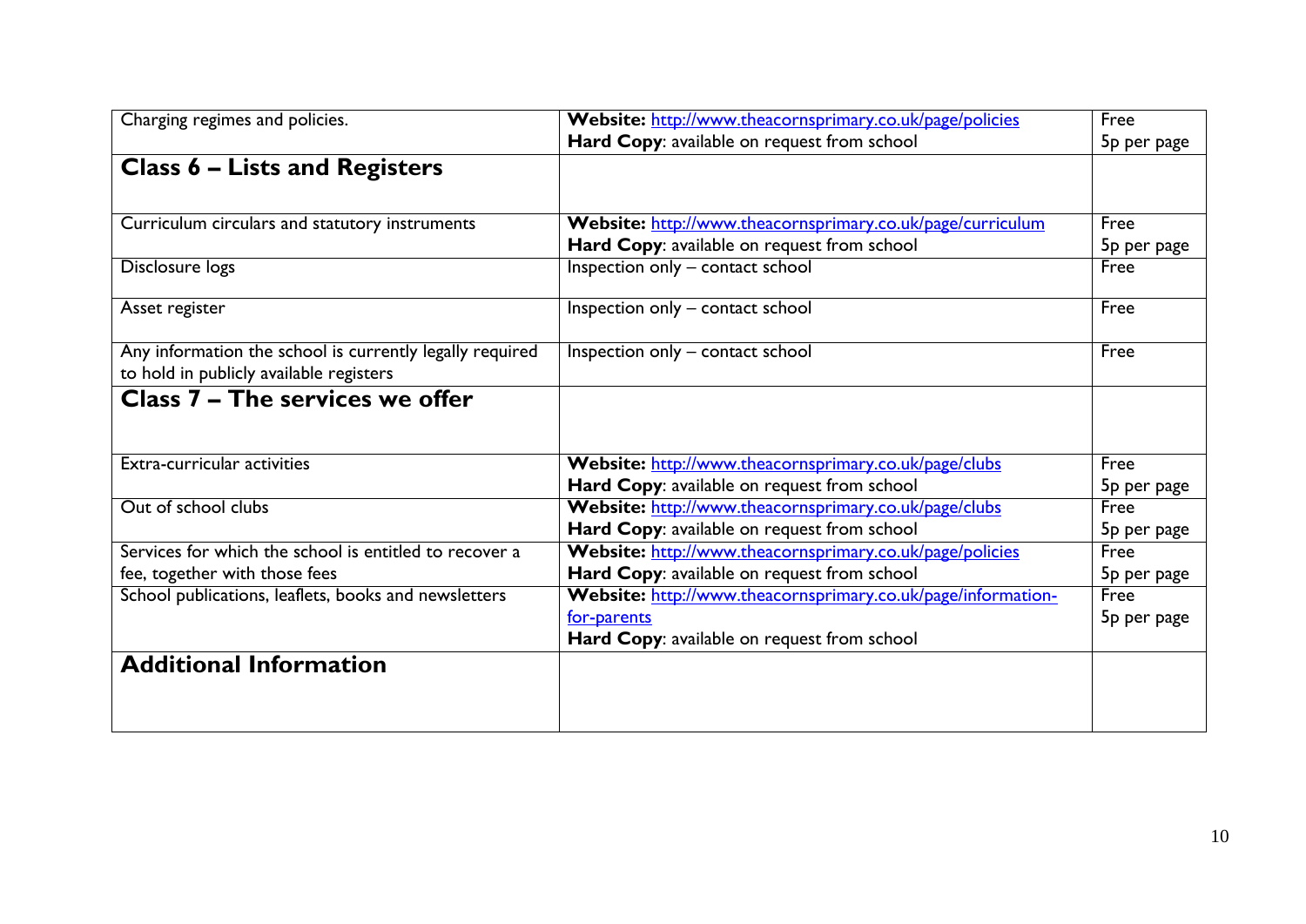| Charging regimes and policies. | **Website:** http://www.theacornsprimary.co.uk/page/policies<br>**Hard Copy**: available on request from school | Free<br>5p per page |
|---|---|---|
| **Class 6 – Lists and Registers** | | |
| Curriculum circulars and statutory instruments | **Website:** http://www.theacornsprimary.co.uk/page/curriculum<br>**Hard Copy**: available on request from school | Free<br>5p per page |
| Disclosure logs | Inspection only – contact school | Free |
| Asset register | Inspection only – contact school | Free |
| Any information the school is currently legally required to hold in publicly available registers | Inspection only – contact school | Free |
| **Class 7 – The services we offer** | | |
| Extra-curricular activities | **Website:** http://www.theacornsprimary.co.uk/page/clubs<br>**Hard Copy**: available on request from school | Free<br>5p per page |
| Out of school clubs | **Website:** http://www.theacornsprimary.co.uk/page/clubs<br>**Hard Copy**: available on request from school | Free<br>5p per page |
| Services for which the school is entitled to recover a fee, together with those fees | **Website:** http://www.theacornsprimary.co.uk/page/policies<br>**Hard Copy**: available on request from school | Free<br>5p per page |
| School publications, leaflets, books and newsletters | **Website:** http://www.theacornsprimary.co.uk/page/information-for-parents<br>**Hard Copy**: available on request from school | Free<br>5p per page |
| **Additional Information** | | |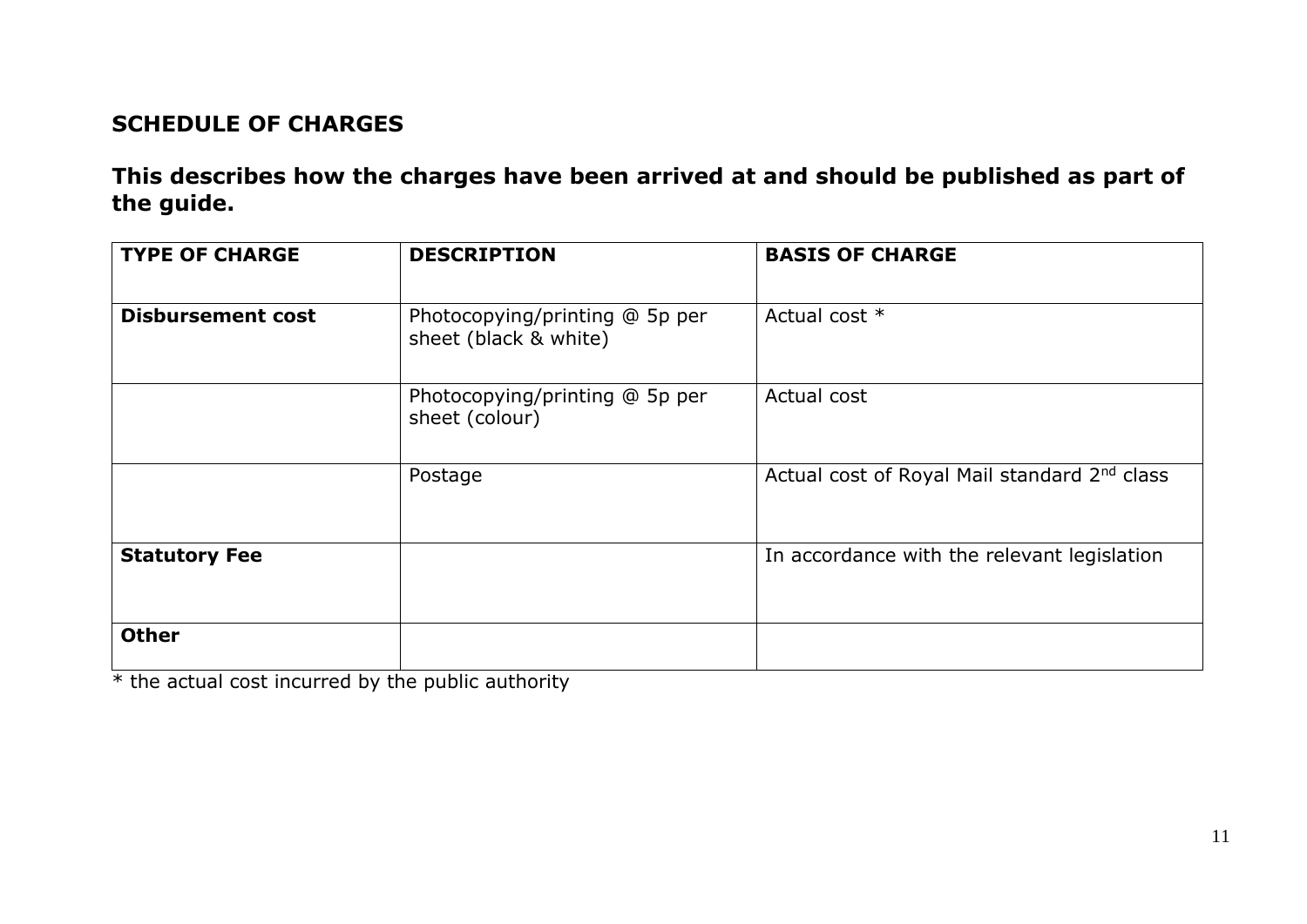## SCHEDULE OF CHARGES

## This describes how the charges have been arrived at and should be published as part of the guide.

| TYPE OF CHARGE | DESCRIPTION | BASIS OF CHARGE |
|---|---|---|
| **Disbursement cost** | Photocopying/printing @ 5p per sheet (black & white) | Actual cost * |
| | Photocopying/printing @ 5p per sheet (colour) | Actual cost |
| | Postage | Actual cost of Royal Mail standard 2nd class |
| **Statutory Fee** | | In accordance with the relevant legislation |
| **Other** | | |

* the actual cost incurred by the public authority